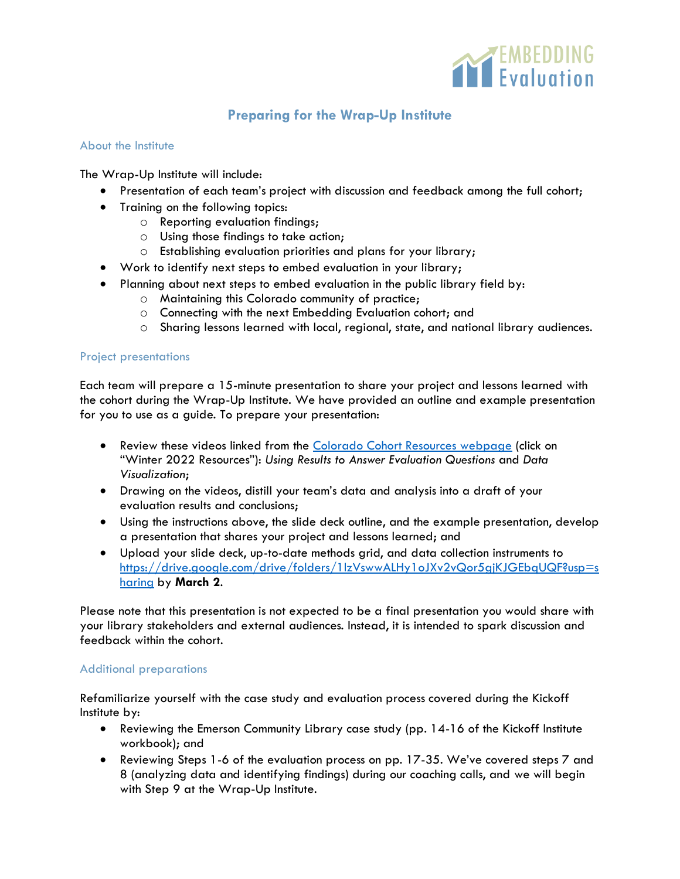# Preparing for the Wrap-Up Institute

## About the Institute

The Wrap-Up Institute will include:

- Presentation of each team's project with discussion and feedback among the full cohort;
- Training on the following topics:
  - Reporting evaluation findings;
  - Using those findings to take action;
  - Establishing evaluation priorities and plans for your library;
- Work to identify next steps to embed evaluation in your library;
- Planning about next steps to embed evaluation in the public library field by:
  - Maintaining this Colorado community of practice;
  - Connecting with the next Embedding Evaluation cohort; and
  - Sharing lessons learned with local, regional, state, and national library audiences.

## Project presentations

Each team will prepare a 15-minute presentation to share your project and lessons learned with the cohort during the Wrap-Up Institute. We have provided an outline and example presentation for you to use as a guide. To prepare your presentation:

- Review these videos linked from the [Colorado Cohort Resources webpage](#) (click on "Winter 2022 Resources"): *Using Results to Answer Evaluation Questions* and *Data Visualization*;
- Drawing on the videos, distill your team's data and analysis into a draft of your evaluation results and conclusions;
- Using the instructions above, the slide deck outline, and the example presentation, develop a presentation that shares your project and lessons learned; and
- Upload your slide deck, up-to-date methods grid, and data collection instruments to [https://drive.google.com/drive/folders/1IzVswwALHy1oJXv2vQor5gjKJGEbqUQF?usp=sharing](https://drive.google.com/drive/folders/1IzVswwALHy1oJXv2vQor5gjKJGEbqUQF?usp=sharing) by **March 2**.

Please note that this presentation is not expected to be a final presentation you would share with your library stakeholders and external audiences. Instead, it is intended to spark discussion and feedback within the cohort.

## Additional preparations

Refamiliarize yourself with the case study and evaluation process covered during the Kickoff Institute by:

- Reviewing the Emerson Community Library case study (pp. 14-16 of the Kickoff Institute workbook); and
- Reviewing Steps 1-6 of the evaluation process on pp. 17-35. We've covered steps 7 and 8 (analyzing data and identifying findings) during our coaching calls, and we will begin with Step 9 at the Wrap-Up Institute.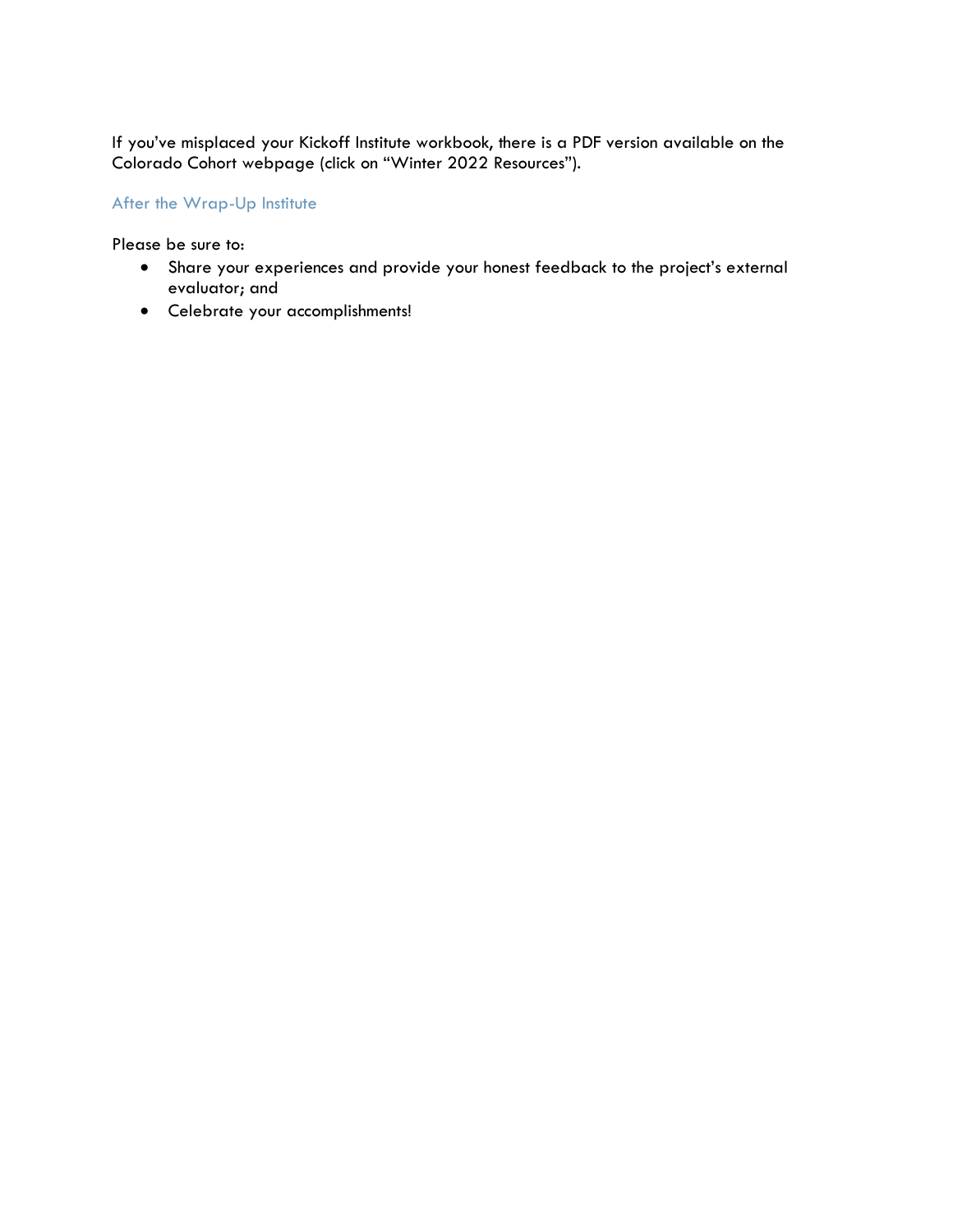If you've misplaced your Kickoff Institute workbook, there is a PDF version available on the Colorado Cohort webpage (click on "Winter 2022 Resources").

### After the Wrap-Up Institute

Please be sure to:

- Share your experiences and provide your honest feedback to the project's external evaluator; and
- Celebrate your accomplishments!